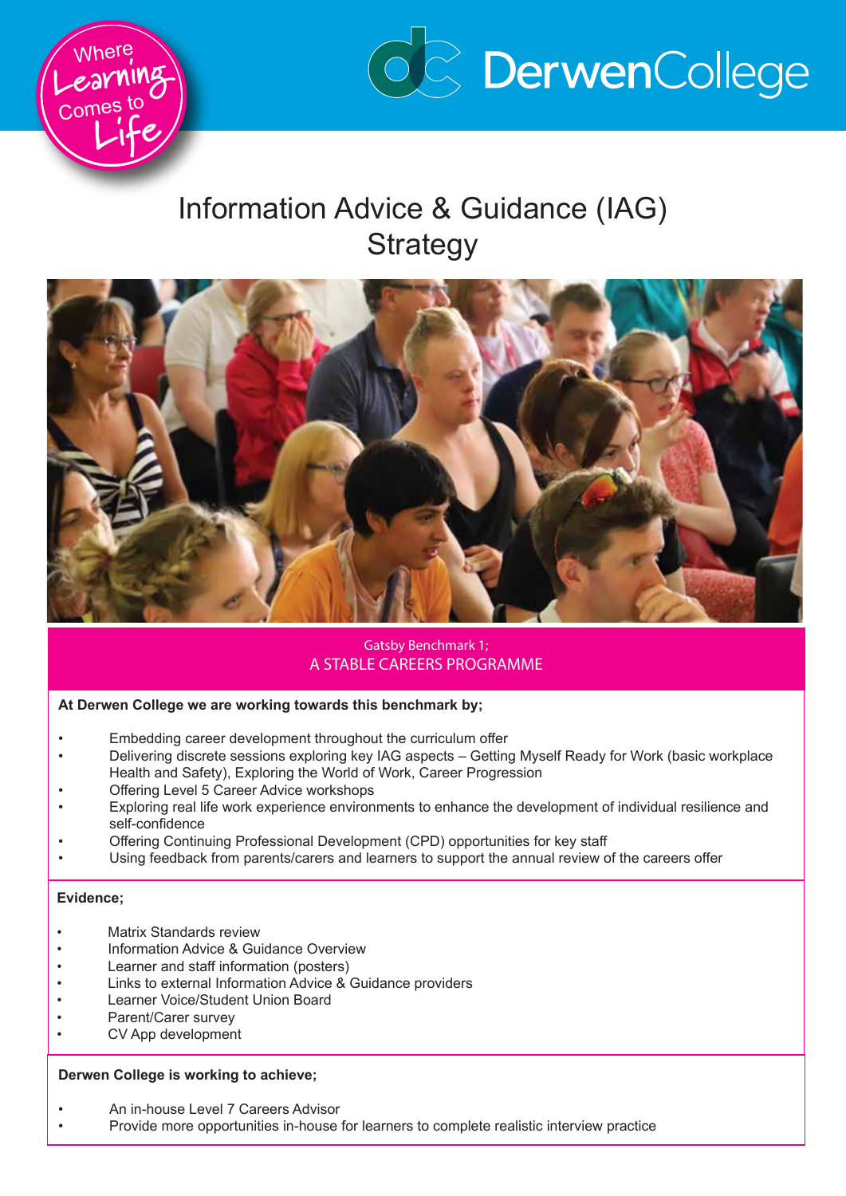Where Learning Comes to Life

DerwenCollege

# Information Advice & Guidance (IAG) Strategy

## Gatsby Benchmark 1; A STABLE CAREERS PROGRAMME

**At Derwen College we are working towards this benchmark by;**

- Embedding career development throughout the curriculum offer
- Delivering discrete sessions exploring key IAG aspects – Getting Myself Ready for Work (basic workplace Health and Safety), Exploring the World of Work, Career Progression
- Offering Level 5 Career Advice workshops
- Exploring real life work experience environments to enhance the development of individual resilience and self-confidence
- Offering Continuing Professional Development (CPD) opportunities for key staff
- Using feedback from parents/carers and learners to support the annual review of the careers offer

**Evidence;**

- Matrix Standards review
- Information Advice & Guidance Overview
- Learner and staff information (posters)
- Links to external Information Advice & Guidance providers
- Learner Voice/Student Union Board
- Parent/Carer survey
- CV App development

**Derwen College is working to achieve;**

- An in-house Level 7 Careers Advisor
- Provide more opportunities in-house for learners to complete realistic interview practice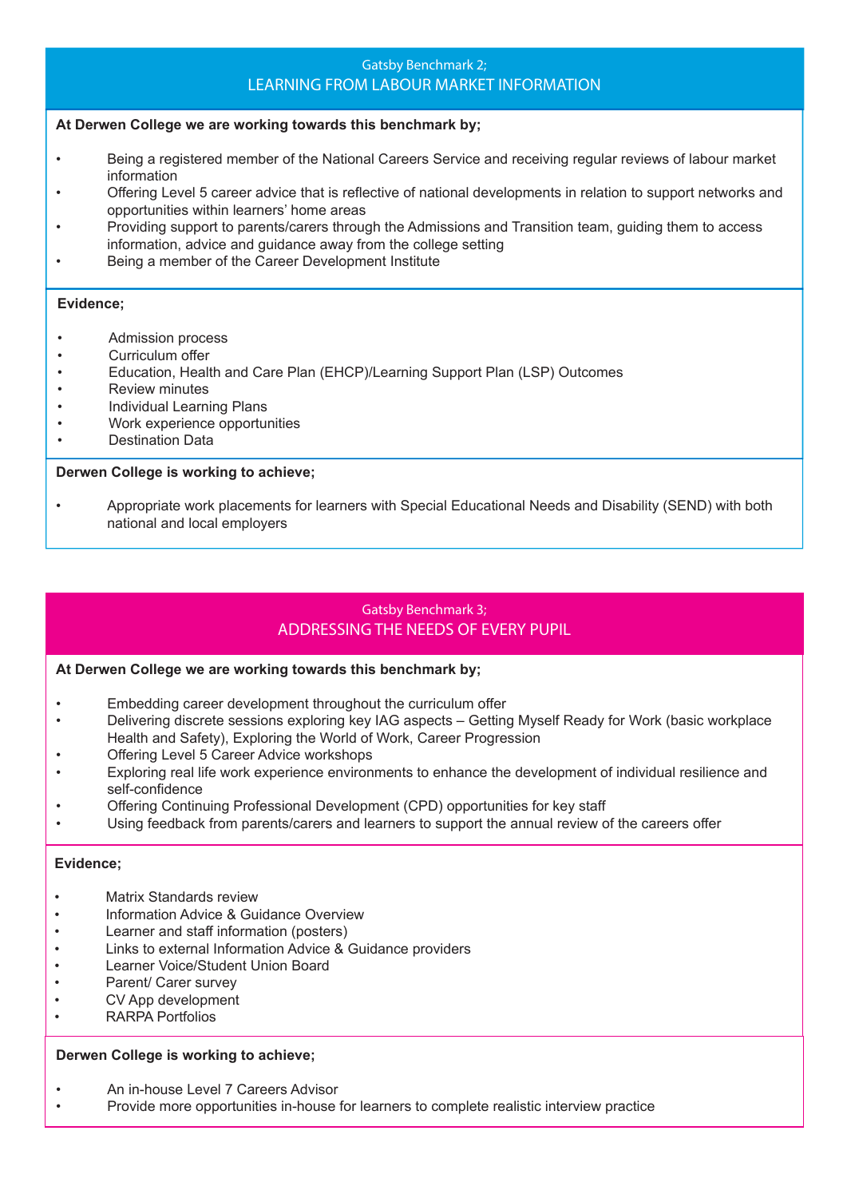## Gatsby Benchmark 2;
## LEARNING FROM LABOUR MARKET INFORMATION

**At Derwen College we are working towards this benchmark by;**

- Being a registered member of the National Careers Service and receiving regular reviews of labour market information
- Offering Level 5 career advice that is reflective of national developments in relation to support networks and opportunities within learners' home areas
- Providing support to parents/carers through the Admissions and Transition team, guiding them to access information, advice and guidance away from the college setting
- Being a member of the Career Development Institute

**Evidence;**

- Admission process
- Curriculum offer
- Education, Health and Care Plan (EHCP)/Learning Support Plan (LSP) Outcomes
- Review minutes
- Individual Learning Plans
- Work experience opportunities
- Destination Data

**Derwen College is working to achieve;**

- Appropriate work placements for learners with Special Educational Needs and Disability (SEND) with both national and local employers

## Gatsby Benchmark 3;
## ADDRESSING THE NEEDS OF EVERY PUPIL

**At Derwen College we are working towards this benchmark by;**

- Embedding career development throughout the curriculum offer
- Delivering discrete sessions exploring key IAG aspects – Getting Myself Ready for Work (basic workplace Health and Safety), Exploring the World of Work, Career Progression
- Offering Level 5 Career Advice workshops
- Exploring real life work experience environments to enhance the development of individual resilience and self-confidence
- Offering Continuing Professional Development (CPD) opportunities for key staff
- Using feedback from parents/carers and learners to support the annual review of the careers offer

**Evidence;**

- Matrix Standards review
- Information Advice & Guidance Overview
- Learner and staff information (posters)
- Links to external Information Advice & Guidance providers
- Learner Voice/Student Union Board
- Parent/ Carer survey
- CV App development
- RARPA Portfolios

**Derwen College is working to achieve;**

- An in-house Level 7 Careers Advisor
- Provide more opportunities in-house for learners to complete realistic interview practice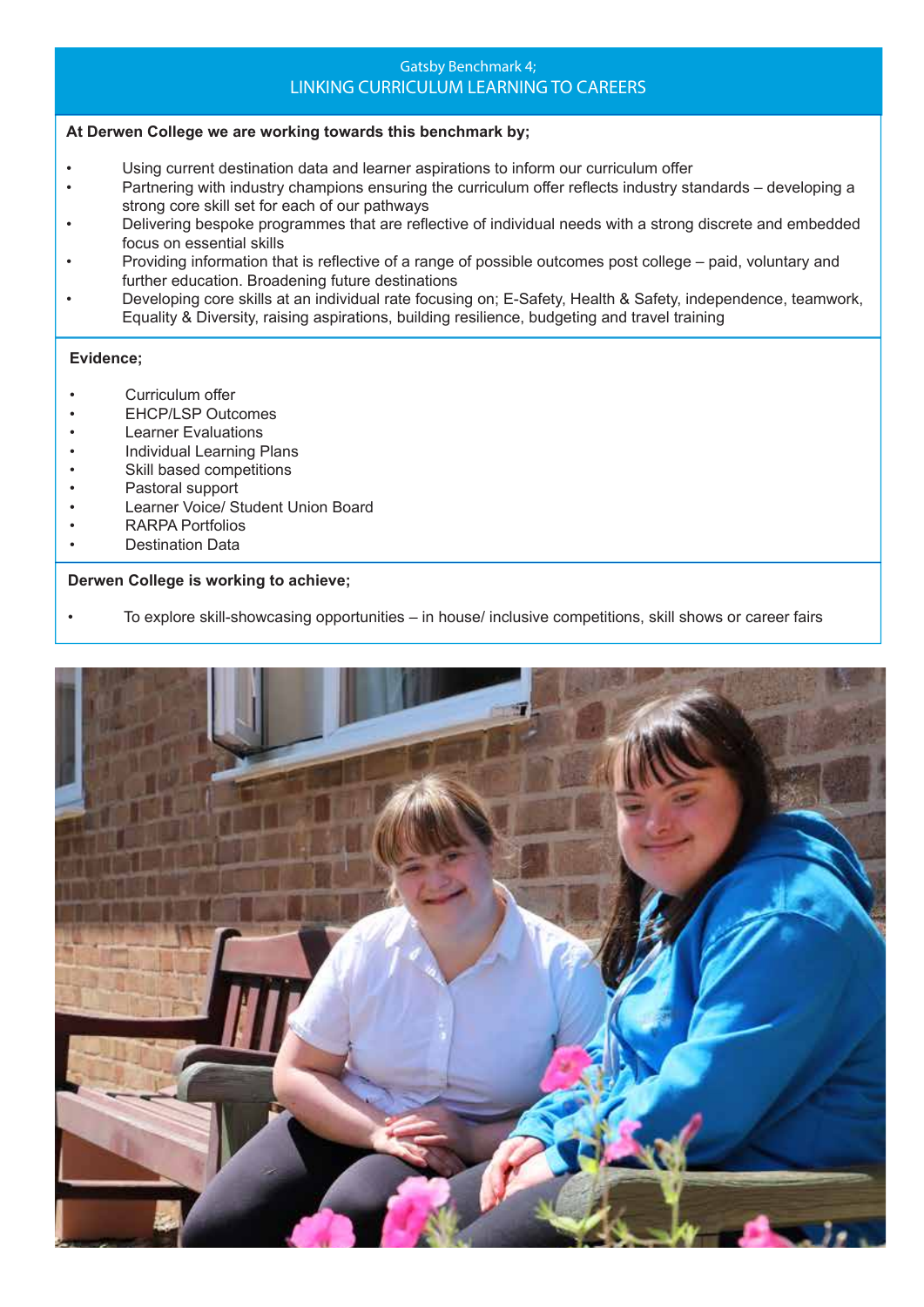## Gatsby Benchmark 4;
## LINKING CURRICULUM LEARNING TO CAREERS

**At Derwen College we are working towards this benchmark by;**

- Using current destination data and learner aspirations to inform our curriculum offer
- Partnering with industry champions ensuring the curriculum offer reflects industry standards – developing a strong core skill set for each of our pathways
- Delivering bespoke programmes that are reflective of individual needs with a strong discrete and embedded focus on essential skills
- Providing information that is reflective of a range of possible outcomes post college – paid, voluntary and further education. Broadening future destinations
- Developing core skills at an individual rate focusing on; E-Safety, Health & Safety, independence, teamwork, Equality & Diversity, raising aspirations, building resilience, budgeting and travel training

**Evidence;**

- Curriculum offer
- EHCP/LSP Outcomes
- Learner Evaluations
- Individual Learning Plans
- Skill based competitions
- Pastoral support
- Learner Voice/ Student Union Board
- RARPA Portfolios
- Destination Data

**Derwen College is working to achieve;**

- To explore skill-showcasing opportunities – in house/ inclusive competitions, skill shows or career fairs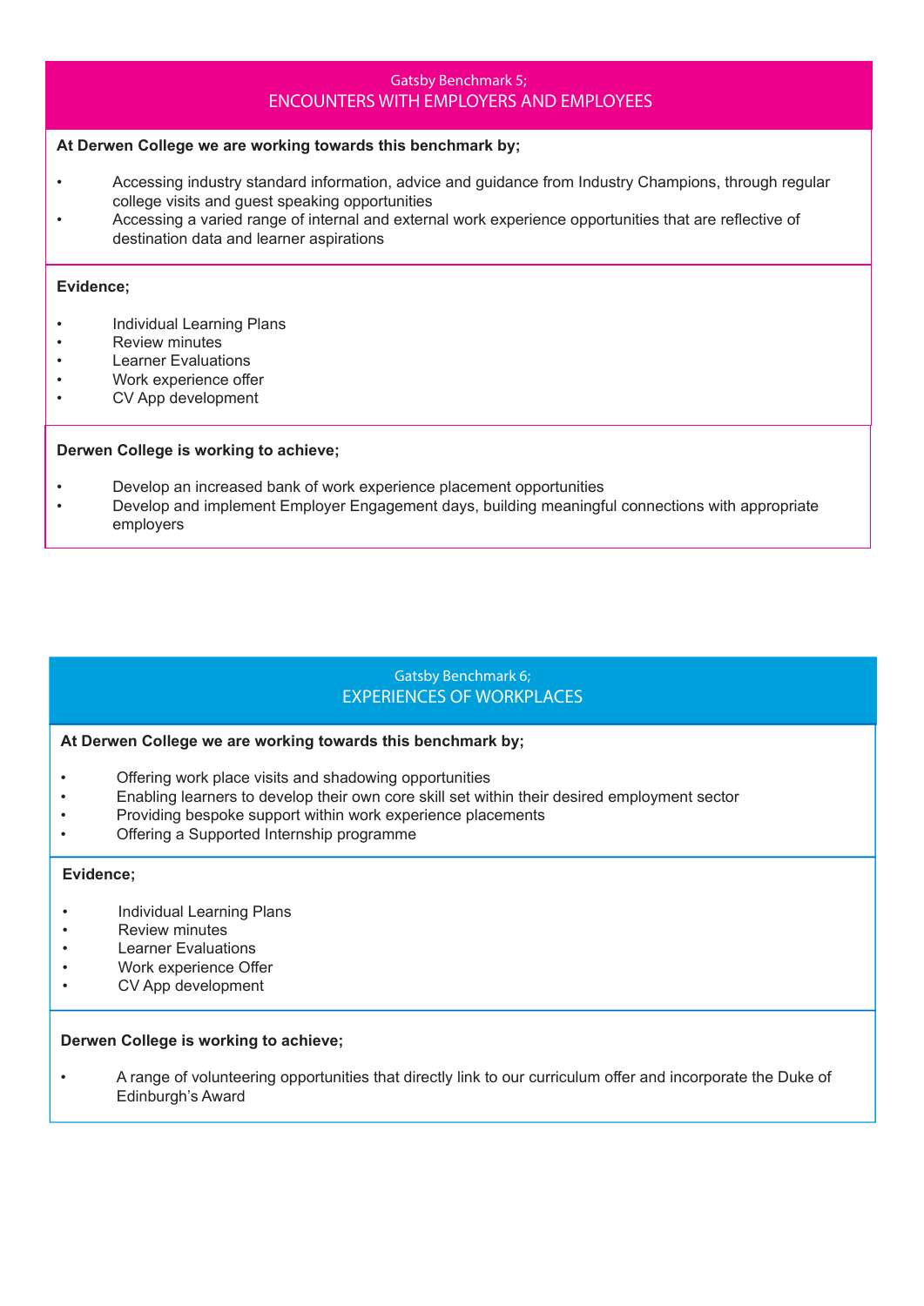## Gatsby Benchmark 5; ENCOUNTERS WITH EMPLOYERS AND EMPLOYEES

**At Derwen College we are working towards this benchmark by;**

- Accessing industry standard information, advice and guidance from Industry Champions, through regular college visits and guest speaking opportunities
- Accessing a varied range of internal and external work experience opportunities that are reflective of destination data and learner aspirations

**Evidence;**

- Individual Learning Plans
- Review minutes
- Learner Evaluations
- Work experience offer
- CV App development

**Derwen College is working to achieve;**

- Develop an increased bank of work experience placement opportunities
- Develop and implement Employer Engagement days, building meaningful connections with appropriate employers

## Gatsby Benchmark 6; EXPERIENCES OF WORKPLACES

**At Derwen College we are working towards this benchmark by;**

- Offering work place visits and shadowing opportunities
- Enabling learners to develop their own core skill set within their desired employment sector
- Providing bespoke support within work experience placements
- Offering a Supported Internship programme

**Evidence;**

- Individual Learning Plans
- Review minutes
- Learner Evaluations
- Work experience Offer
- CV App development

**Derwen College is working to achieve;**

- A range of volunteering opportunities that directly link to our curriculum offer and incorporate the Duke of Edinburgh's Award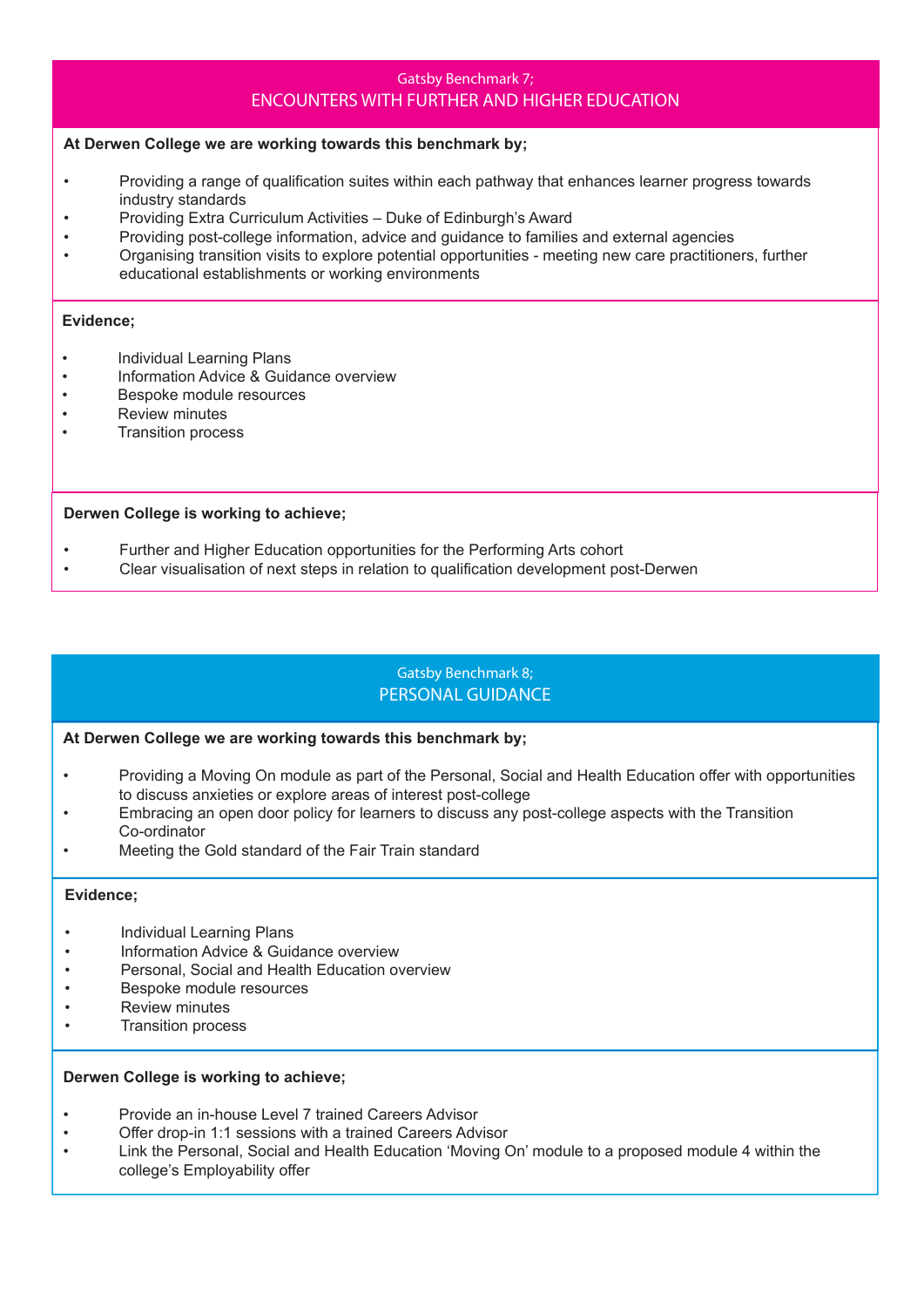## Gatsby Benchmark 7; ENCOUNTERS WITH FURTHER AND HIGHER EDUCATION

**At Derwen College we are working towards this benchmark by;**

- Providing a range of qualification suites within each pathway that enhances learner progress towards industry standards
- Providing Extra Curriculum Activities – Duke of Edinburgh's Award
- Providing post-college information, advice and guidance to families and external agencies
- Organising transition visits to explore potential opportunities - meeting new care practitioners, further educational establishments or working environments

**Evidence;**

- Individual Learning Plans
- Information Advice & Guidance overview
- Bespoke module resources
- Review minutes
- Transition process

**Derwen College is working to achieve;**

- Further and Higher Education opportunities for the Performing Arts cohort
- Clear visualisation of next steps in relation to qualification development post-Derwen

## Gatsby Benchmark 8; PERSONAL GUIDANCE

**At Derwen College we are working towards this benchmark by;**

- Providing a Moving On module as part of the Personal, Social and Health Education offer with opportunities to discuss anxieties or explore areas of interest post-college
- Embracing an open door policy for learners to discuss any post-college aspects with the Transition Co-ordinator
- Meeting the Gold standard of the Fair Train standard

**Evidence;**

- Individual Learning Plans
- Information Advice & Guidance overview
- Personal, Social and Health Education overview
- Bespoke module resources
- Review minutes
- Transition process

**Derwen College is working to achieve;**

- Provide an in-house Level 7 trained Careers Advisor
- Offer drop-in 1:1 sessions with a trained Careers Advisor
- Link the Personal, Social and Health Education 'Moving On' module to a proposed module 4 within the college's Employability offer